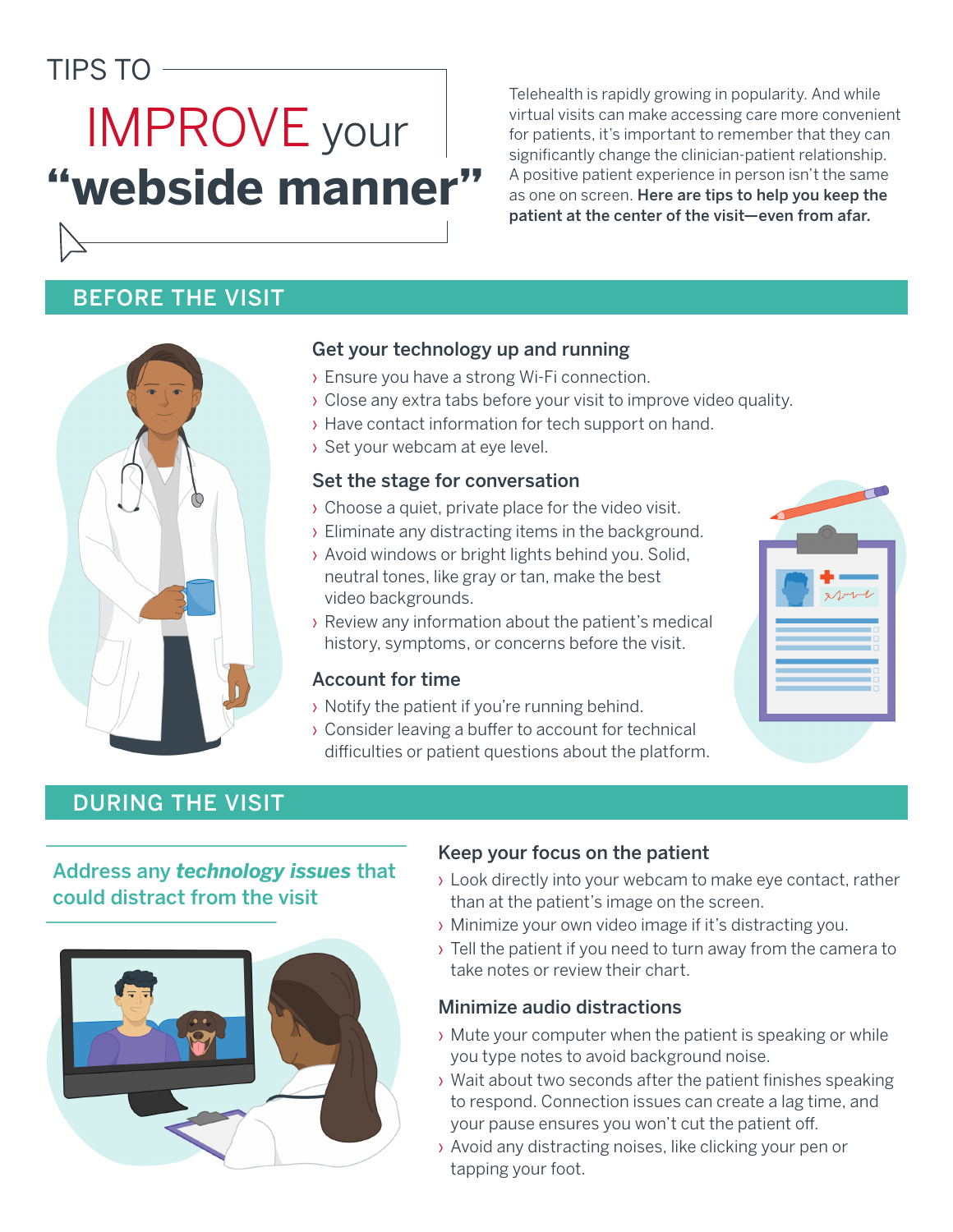# TIPS TO IMPROVE your "webside manner"

Telehealth is rapidly growing in popularity. And while virtual visits can make accessing care more convenient for patients, it's important to remember that they can significantly change the clinician-patient relationship. A positive patient experience in person isn't the same as one on screen. **Here are tips to help you keep the patient at the center of the visit—even from afar.**

## BEFORE THE VISIT

### Get your technology up and running

- Ensure you have a strong Wi-Fi connection.
- Close any extra tabs before your visit to improve video quality.
- Have contact information for tech support on hand.
- Set your webcam at eye level.

### Set the stage for conversation

- Choose a quiet, private place for the video visit.
- Eliminate any distracting items in the background.
- Avoid windows or bright lights behind you. Solid, neutral tones, like gray or tan, make the best video backgrounds.
- Review any information about the patient's medical history, symptoms, or concerns before the visit.

### Account for time

- Notify the patient if you're running behind.
- Consider leaving a buffer to account for technical difficulties or patient questions about the platform.

## DURING THE VISIT

### Address any ***technology issues*** that could distract from the visit

### Keep your focus on the patient

- Look directly into your webcam to make eye contact, rather than at the patient's image on the screen.
- Minimize your own video image if it's distracting you.
- Tell the patient if you need to turn away from the camera to take notes or review their chart.

### Minimize audio distractions

- Mute your computer when the patient is speaking or while you type notes to avoid background noise.
- Wait about two seconds after the patient finishes speaking to respond. Connection issues can create a lag time, and your pause ensures you won't cut the patient off.
- Avoid any distracting noises, like clicking your pen or tapping your foot.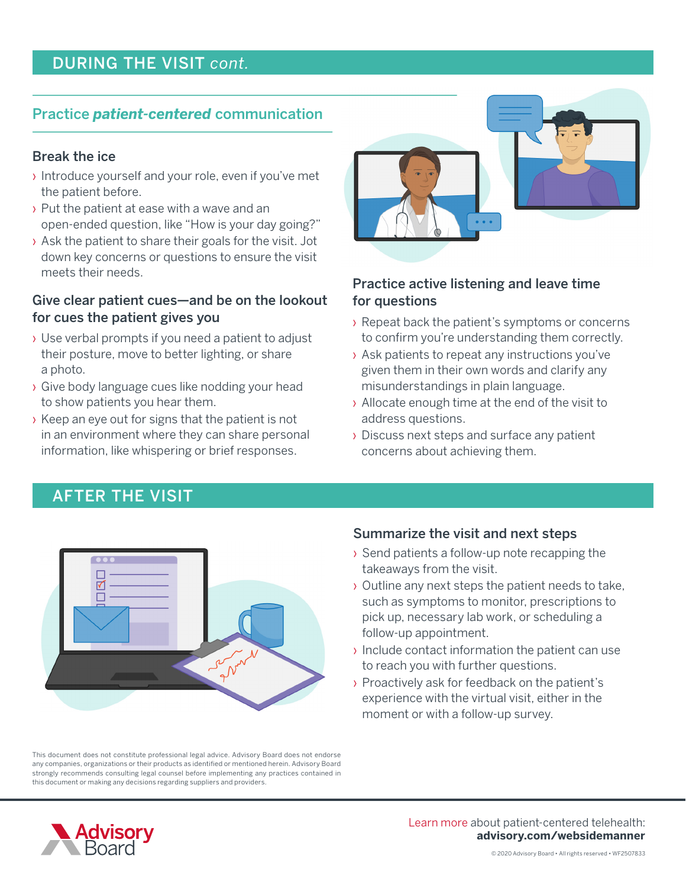## DURING THE VISIT *cont.*

### Practice ***patient-centered*** communication

#### Break the ice

- Introduce yourself and your role, even if you've met the patient before.
- Put the patient at ease with a wave and an open-ended question, like "How is your day going?"
- Ask the patient to share their goals for the visit. Jot down key concerns or questions to ensure the visit meets their needs.

#### Give clear patient cues—and be on the lookout for cues the patient gives you

- Use verbal prompts if you need a patient to adjust their posture, move to better lighting, or share a photo.
- Give body language cues like nodding your head to show patients you hear them.
- Keep an eye out for signs that the patient is not in an environment where they can share personal information, like whispering or brief responses.

#### Practice active listening and leave time for questions

- Repeat back the patient's symptoms or concerns to confirm you're understanding them correctly.
- Ask patients to repeat any instructions you've given them in their own words and clarify any misunderstandings in plain language.
- Allocate enough time at the end of the visit to address questions.
- Discuss next steps and surface any patient concerns about achieving them.

## AFTER THE VISIT

#### Summarize the visit and next steps

- Send patients a follow-up note recapping the takeaways from the visit.
- Outline any next steps the patient needs to take, such as symptoms to monitor, prescriptions to pick up, necessary lab work, or scheduling a follow-up appointment.
- Include contact information the patient can use to reach you with further questions.
- Proactively ask for feedback on the patient's experience with the virtual visit, either in the moment or with a follow-up survey.

This document does not constitute professional legal advice. Advisory Board does not endorse any companies, organizations or their products as identified or mentioned herein. Advisory Board strongly recommends consulting legal counsel before implementing any practices contained in this document or making any decisions regarding suppliers and providers.

Advisory Board

Learn more about patient-centered telehealth:
**advisory.com/websidemanner**

© 2020 Advisory Board • All rights reserved • WF2507833